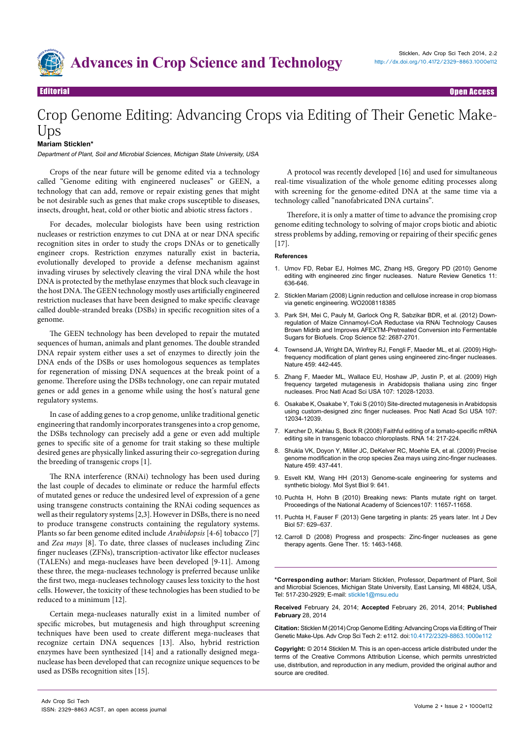Editorial

Open Access

# Crop Genome Editing: Advancing Crops via Editing of Their Genetic Make-Ups

**Mariam Sticklen***

*Department of Plant, Soil and Microbial Sciences, Michigan State University, USA*

Crops of the near future will be genome edited via a technology called "Genome editing with engineered nucleases" or GEEN, a technology that can add, remove or repair existing genes that might be not desirable such as genes that make crops susceptible to diseases, insects, drought, heat, cold or other biotic and abiotic stress factors .

For decades, molecular biologists have been using restriction nucleases or restriction enzymes to cut DNA at or near DNA specific recognition sites in order to study the crops DNAs or to genetically engineer crops. Restriction enzymes naturally exist in bacteria, evolutionally developed to provide a defense mechanism against invading viruses by selectively cleaving the viral DNA while the host DNA is protected by the methylase enzymes that block such cleavage in the host DNA. The GEEN technology mostly uses artificially engineered restriction nucleases that have been designed to make specific cleavage called double-stranded breaks (DSBs) in specific recognition sites of a genome.

The GEEN technology has been developed to repair the mutated sequences of human, animals and plant genomes. The double stranded DNA repair system either uses a set of enzymes to directly join the DNA ends of the DSBs or uses homologous sequences as templates for regeneration of missing DNA sequences at the break point of a genome. Therefore using the DSBs technology, one can repair mutated genes or add genes in a genome while using the host's natural gene regulatory systems.

In case of adding genes to a crop genome, unlike traditional genetic engineering that randomly incorporates transgenes into a crop genome, the DSBs technology can precisely add a gene or even add multiple genes to specific site of a genome for trait staking so these multiple desired genes are physically linked assuring their co-segregation during the breeding of transgenic crops [1].

The RNA interference (RNAi) technology has been used during the last couple of decades to eliminate or reduce the harmful effects of mutated genes or reduce the undesired level of expression of a gene using transgene constructs containing the RNAi coding sequences as well as their regulatory systems [2,3]. However in DSBs, there is no need to produce transgene constructs containing the regulatory systems. Plants so far been genome edited include *Arabidopsis* [4-6] tobacco [7] and *Zea mays* [8]. To date, three classes of nucleases including Zinc finger nucleases (ZFNs), transcription-activator like effector nucleases (TALENs) and mega-nucleases have been developed [9-11]. Among these three, the mega-nucleases technology is preferred because unlike the first two, mega-nucleases technology causes less toxicity to the host cells. However, the toxicity of these technologies has been studied to be reduced to a minimum [12].

Certain mega-nucleases naturally exist in a limited number of specific microbes, but mutagenesis and high throughput screening techniques have been used to create different mega-nucleases that recognize certain DNA sequences [13]. Also, hybrid restriction enzymes have been synthesized [14] and a rationally designed mega-nuclease has been developed that can recognize unique sequences to be used as DSBs recognition sites [15].

A protocol was recently developed [16] and used for simultaneous real-time visualization of the whole genome editing processes along with screening for the genome-edited DNA at the same time via a technology called "nanofabricated DNA curtains".

Therefore, it is only a matter of time to advance the promising crop genome editing technology to solving of major crops biotic and abiotic stress problems by adding, removing or repairing of their specific genes [17].

**References**

1. Urnov FD, Rebar EJ, Holmes MC, Zhang HS, Gregory PD (2010) Genome editing with engineered zinc finger nucleases. Nature Review Genetics 11: 636-646.
2. Sticklen Mariam (2008) Lignin reduction and cellulose increase in crop biomass via genetic engineering. WO2008118385
3. Park SH, Mei C, Pauly M, Garlock Ong R, Sabzikar BDR, et al. (2012) Down-regulation of Maize Cinnamoyl-CoA Reductase via RNAi Technology Causes Brown Midrib and Improves AFEXTM-Pretreated Conversion into Fermentable Sugars for Biofuels. Crop Science 52: 2687-2701.
4. Townsend JA, Wright DA, Winfrey RJ, Fengli F, Maeder ML, et al. (2009) High-frequency modification of plant genes using engineered zinc-finger nucleases. Nature 459: 442-445.
5. Zhang F, Maeder ML, Wallace EU, Hoshaw JP, Justin P, et al. (2009) High frequency targeted mutagenesis in Arabidopsis thaliana using zinc finger nucleases. Proc Natl Acad Sci USA 107: 12028-12033.
6. Osakabe K, Osakabe Y, Toki S (2010) Site-directed mutagenesis in Arabidopsis using custom-designed zinc finger nucleases. Proc Natl Acad Sci USA 107: 12034-12039.
7. Karcher D, Kahlau S, Bock R (2008) Faithful editing of a tomato-specific mRNA editing site in transgenic tobacco chloroplasts. RNA 14: 217-224.
8. Shukla VK, Doyon Y, Miller JC, DeKelver RC, Moehle EA, et al. (2009) Precise genome modification in the crop species Zea mays using zinc-finger nucleases. Nature 459: 437-441.
9. Esvelt KM, Wang HH (2013) Genome-scale engineering for systems and synthetic biology. Mol Syst Biol 9: 641.
10. Puchta H, Hohn B (2010) Breaking news: Plants mutate right on target. Proceedings of the National Academy of Sciences107: 11657-11658.
11. Puchta H, Fauser F (2013) Gene targeting in plants: 25 years later. Int J Dev Biol 57: 629–637.
12. Carroll D (2008) Progress and prospects: Zinc-finger nucleases as gene therapy agents. Gene Ther. 15: 1463-1468.

***Corresponding author:** Mariam Sticklen, Professor, Department of Plant, Soil and Microbial Sciences, Michigan State University, East Lansing, MI 48824, USA, Tel: 517-230-2929; E-mail: stickle1@msu.edu

**Received** February 24, 2014; **Accepted** February 26, 2014, 2014; **Published February** 28, 2014

**Citation:** Sticklen M (2014) Crop Genome Editing: Advancing Crops via Editing of Their Genetic Make-Ups. Adv Crop Sci Tech 2: e112. doi:10.4172/2329-8863.1000e112

**Copyright:** © 2014 Sticklen M. This is an open-access article distributed under the terms of the Creative Commons Attribution License, which permits unrestricted use, distribution, and reproduction in any medium, provided the original author and source are credited.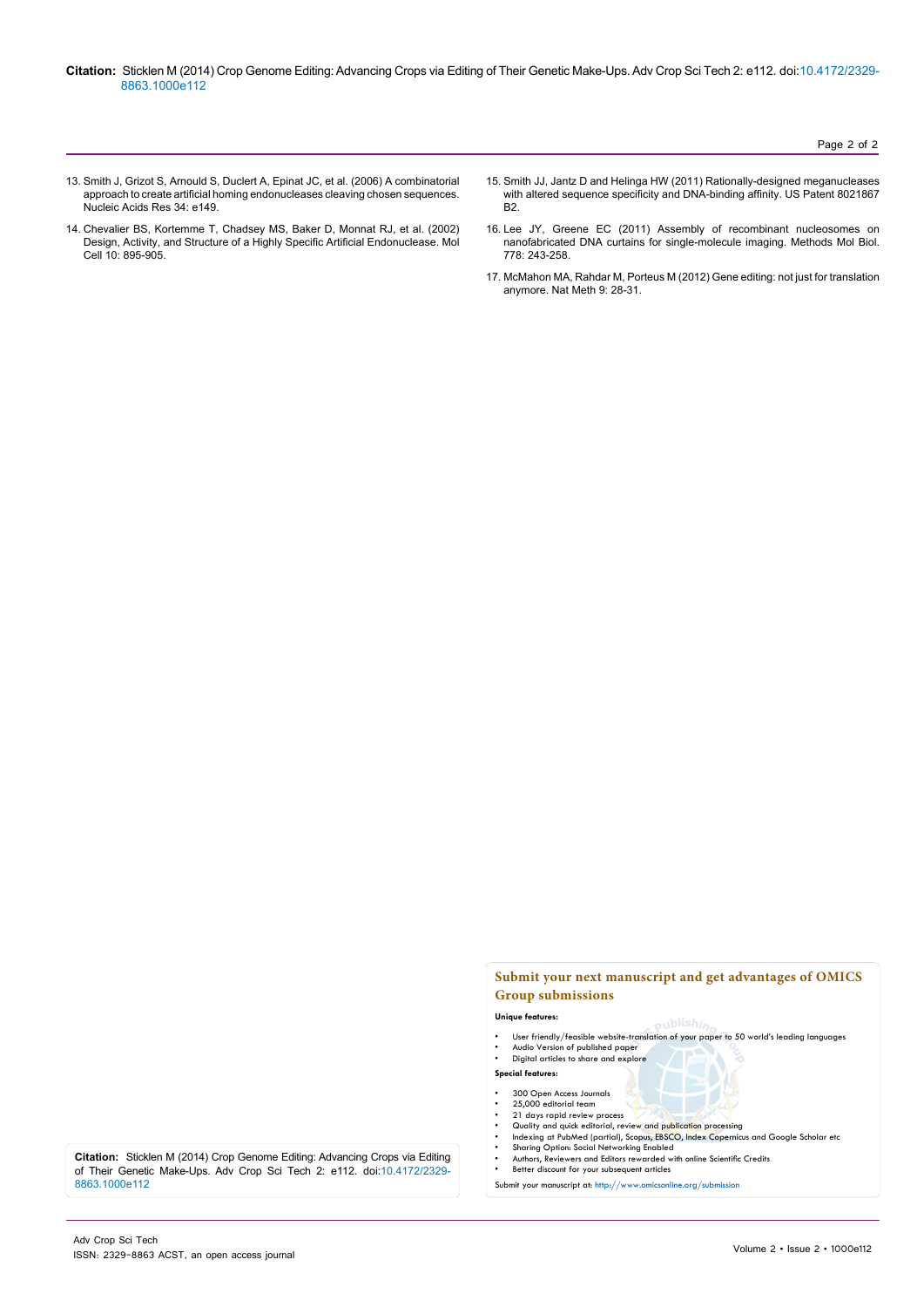13. Smith J, Grizot S, Arnould S, Duclert A, Epinat JC, et al. (2006) A combinatorial approach to create artificial homing endonucleases cleaving chosen sequences. Nucleic Acids Res 34: e149.

14. Chevalier BS, Kortemme T, Chadsey MS, Baker D, Monnat RJ, et al. (2002) Design, Activity, and Structure of a Highly Specific Artificial Endonuclease. Mol Cell 10: 895-905.

15. Smith JJ, Jantz D and Helinga HW (2011) Rationally-designed meganucleases with altered sequence specificity and DNA-binding affinity. US Patent 8021867 B2.

16. Lee JY, Greene EC (2011) Assembly of recombinant nucleosomes on nanofabricated DNA curtains for single-molecule imaging. Methods Mol Biol. 778: 243-258.

17. McMahon MA, Rahdar M, Porteus M (2012) Gene editing: not just for translation anymore. Nat Meth 9: 28-31.

**Submit your next manuscript and get advantages of OMICS Group submissions**

**Unique features:**

- User friendly/feasible website-translation of your paper to 50 world's leading languages
- Audio Version of published paper
- Digital articles to share and explore

**Special features:**

- 300 Open Access Journals
- 25,000 editorial team
- 21 days rapid review process
- Quality and quick editorial, review and publication processing
- Indexing at PubMed (partial), Scopus, EBSCO, Index Copernicus and Google Scholar etc
- Sharing Option: Social Networking Enabled
- Authors, Reviewers and Editors rewarded with online Scientific Credits
- Better discount for your subsequent articles

Submit your manuscript at: http://www.omicsonline.org/submission

**Citation:** Sticklen M (2014) Crop Genome Editing: Advancing Crops via Editing of Their Genetic Make-Ups. Adv Crop Sci Tech 2: e112. doi:10.4172/2329-8863.1000e112